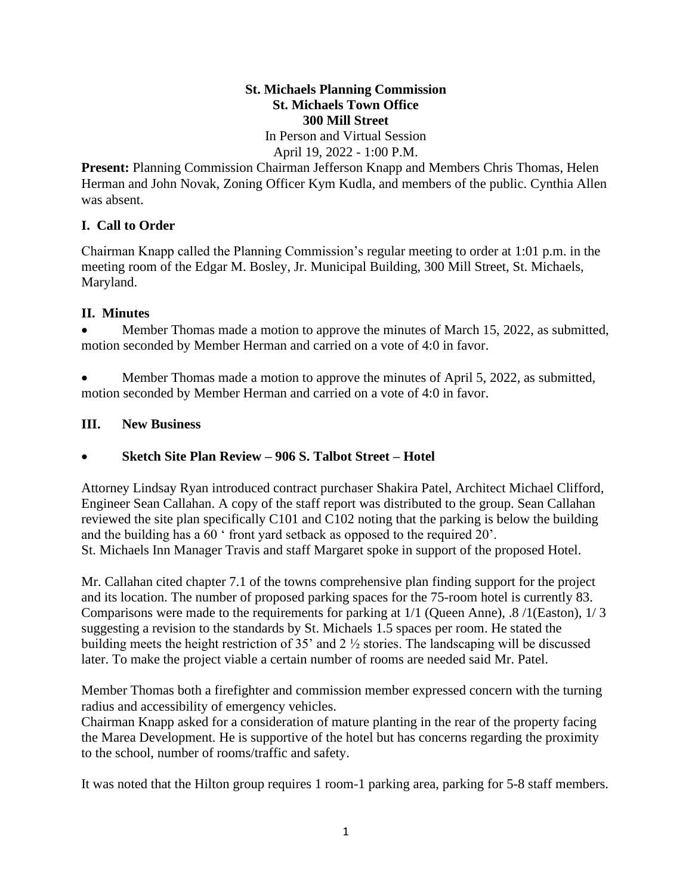**St. Michaels Planning Commission**
**St. Michaels Town Office**
**300 Mill Street**
In Person and Virtual Session
April 19, 2022 - 1:00 P.M.

**Present:** Planning Commission Chairman Jefferson Knapp and Members Chris Thomas, Helen Herman and John Novak, Zoning Officer Kym Kudla, and members of the public. Cynthia Allen was absent.

## I. Call to Order

Chairman Knapp called the Planning Commission's regular meeting to order at 1:01 p.m. in the meeting room of the Edgar M. Bosley, Jr. Municipal Building, 300 Mill Street, St. Michaels, Maryland.

## II. Minutes

- Member Thomas made a motion to approve the minutes of March 15, 2022, as submitted, motion seconded by Member Herman and carried on a vote of 4:0 in favor.

- Member Thomas made a motion to approve the minutes of April 5, 2022, as submitted, motion seconded by Member Herman and carried on a vote of 4:0 in favor.

## III. New Business

- **Sketch Site Plan Review – 906 S. Talbot Street – Hotel**

Attorney Lindsay Ryan introduced contract purchaser Shakira Patel, Architect Michael Clifford, Engineer Sean Callahan. A copy of the staff report was distributed to the group. Sean Callahan reviewed the site plan specifically C101 and C102 noting that the parking is below the building and the building has a 60 ' front yard setback as opposed to the required 20'.
St. Michaels Inn Manager Travis and staff Margaret spoke in support of the proposed Hotel.

Mr. Callahan cited chapter 7.1 of the towns comprehensive plan finding support for the project and its location. The number of proposed parking spaces for the 75-room hotel is currently 83. Comparisons were made to the requirements for parking at 1/1 (Queen Anne), .8 /1(Easton), 1/ 3 suggesting a revision to the standards by St. Michaels 1.5 spaces per room. He stated the building meets the height restriction of 35' and 2 ½ stories. The landscaping will be discussed later. To make the project viable a certain number of rooms are needed said Mr. Patel.

Member Thomas both a firefighter and commission member expressed concern with the turning radius and accessibility of emergency vehicles.
Chairman Knapp asked for a consideration of mature planting in the rear of the property facing the Marea Development. He is supportive of the hotel but has concerns regarding the proximity to the school, number of rooms/traffic and safety.

It was noted that the Hilton group requires 1 room-1 parking area, parking for 5-8 staff members.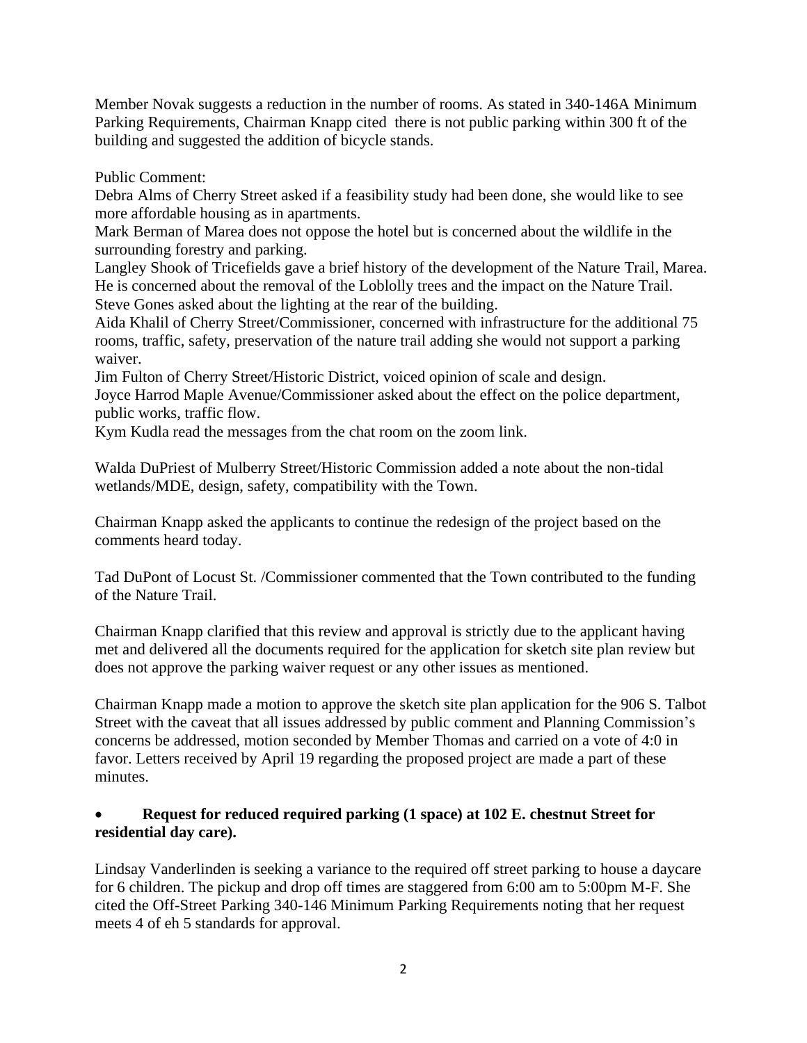Member Novak suggests a reduction in the number of rooms. As stated in 340-146A Minimum Parking Requirements, Chairman Knapp cited there is not public parking within 300 ft of the building and suggested the addition of bicycle stands.

Public Comment:
Debra Alms of Cherry Street asked if a feasibility study had been done, she would like to see more affordable housing as in apartments.
Mark Berman of Marea does not oppose the hotel but is concerned about the wildlife in the surrounding forestry and parking.
Langley Shook of Tricefields gave a brief history of the development of the Nature Trail, Marea. He is concerned about the removal of the Loblolly trees and the impact on the Nature Trail.
Steve Gones asked about the lighting at the rear of the building.
Aida Khalil of Cherry Street/Commissioner, concerned with infrastructure for the additional 75 rooms, traffic, safety, preservation of the nature trail adding she would not support a parking waiver.
Jim Fulton of Cherry Street/Historic District, voiced opinion of scale and design.
Joyce Harrod Maple Avenue/Commissioner asked about the effect on the police department, public works, traffic flow.
Kym Kudla read the messages from the chat room on the zoom link.

Walda DuPriest of Mulberry Street/Historic Commission added a note about the non-tidal wetlands/MDE, design, safety, compatibility with the Town.

Chairman Knapp asked the applicants to continue the redesign of the project based on the comments heard today.

Tad DuPont of Locust St. /Commissioner commented that the Town contributed to the funding of the Nature Trail.

Chairman Knapp clarified that this review and approval is strictly due to the applicant having met and delivered all the documents required for the application for sketch site plan review but does not approve the parking waiver request or any other issues as mentioned.

Chairman Knapp made a motion to approve the sketch site plan application for the 906 S. Talbot Street with the caveat that all issues addressed by public comment and Planning Commission's concerns be addressed, motion seconded by Member Thomas and carried on a vote of 4:0 in favor. Letters received by April 19 regarding the proposed project are made a part of these minutes.

- **Request for reduced required parking (1 space) at 102 E. chestnut Street for residential day care).**

Lindsay Vanderlinden is seeking a variance to the required off street parking to house a daycare for 6 children. The pickup and drop off times are staggered from 6:00 am to 5:00pm M-F. She cited the Off-Street Parking 340-146 Minimum Parking Requirements noting that her request meets 4 of eh 5 standards for approval.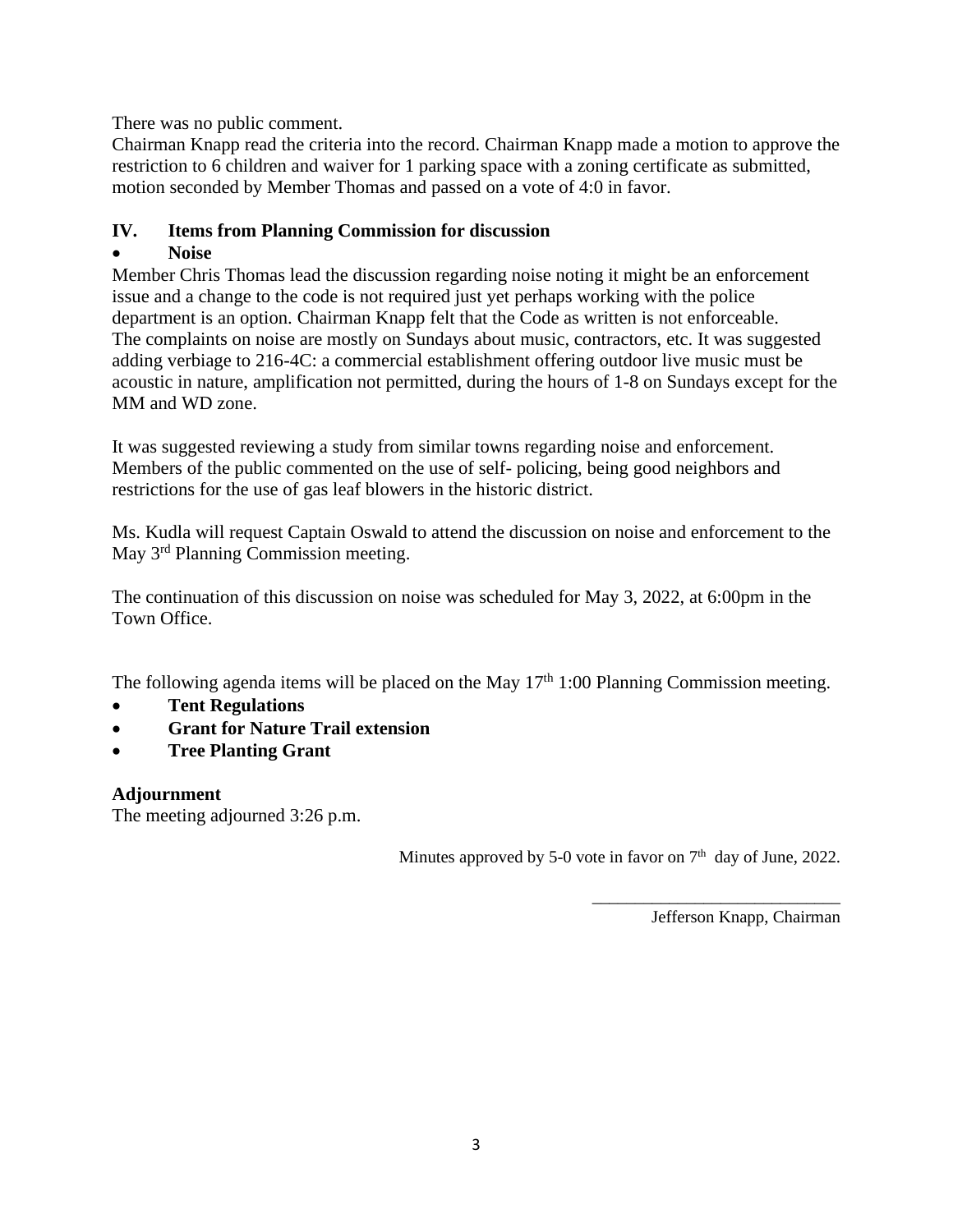There was no public comment.

Chairman Knapp read the criteria into the record. Chairman Knapp made a motion to approve the restriction to 6 children and waiver for 1 parking space with a zoning certificate as submitted, motion seconded by Member Thomas and passed on a vote of 4:0 in favor.

## IV. Items from Planning Commission for discussion

- **Noise**

Member Chris Thomas lead the discussion regarding noise noting it might be an enforcement issue and a change to the code is not required just yet perhaps working with the police department is an option. Chairman Knapp felt that the Code as written is not enforceable. The complaints on noise are mostly on Sundays about music, contractors, etc. It was suggested adding verbiage to 216-4C: a commercial establishment offering outdoor live music must be acoustic in nature, amplification not permitted, during the hours of 1-8 on Sundays except for the MM and WD zone.

It was suggested reviewing a study from similar towns regarding noise and enforcement. Members of the public commented on the use of self- policing, being good neighbors and restrictions for the use of gas leaf blowers in the historic district.

Ms. Kudla will request Captain Oswald to attend the discussion on noise and enforcement to the May 3rd Planning Commission meeting.

The continuation of this discussion on noise was scheduled for May 3, 2022, at 6:00pm in the Town Office.

The following agenda items will be placed on the May 17th 1:00 Planning Commission meeting.

- **Tent Regulations**
- **Grant for Nature Trail extension**
- **Tree Planting Grant**

**Adjournment**

The meeting adjourned 3:26 p.m.

Minutes approved by 5-0 vote in favor on 7th day of June, 2022.

\_\_\_\_\_\_\_\_\_\_\_\_\_\_\_\_\_\_\_\_\_\_\_\_\_\_\_\_\_\_

Jefferson Knapp, Chairman